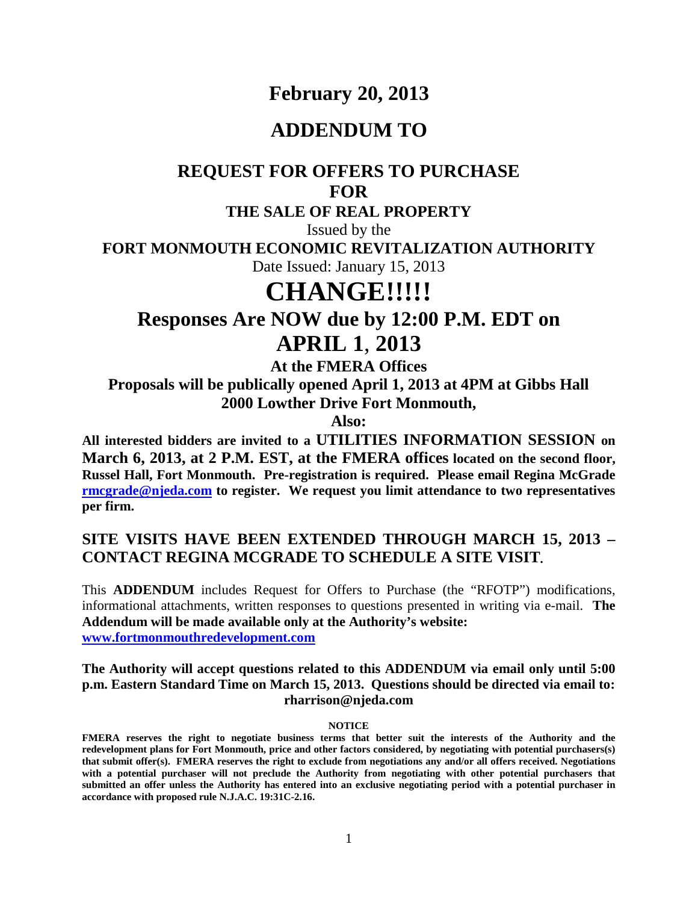# February 20, 2013

# ADDENDUM TO

## REQUEST FOR OFFERS TO PURCHASE FOR

### THE SALE OF REAL PROPERTY

Issued by the

**FORT MONMOUTH ECONOMIC REVITALIZATION AUTHORITY**

Date Issued: January 15, 2013

# CHANGE!!!!!

## Responses Are NOW due by 12:00 P.M. EDT on APRIL 1, 2013

**At the FMERA Offices**

**Proposals will be publically opened April 1, 2013 at 4PM at Gibbs Hall 2000 Lowther Drive Fort Monmouth,**

**Also:**

**All interested bidders are invited to a UTILITIES INFORMATION SESSION on March 6, 2013, at 2 P.M. EST, at the FMERA offices located on the second floor, Russel Hall, Fort Monmouth. Pre-registration is required. Please email Regina McGrade [rmcgrade@njeda.com](mailto:rmcgrade@njeda.com) to register. We request you limit attendance to two representatives per firm.**

**SITE VISITS HAVE BEEN EXTENDED THROUGH MARCH 15, 2013 – CONTACT REGINA MCGRADE TO SCHEDULE A SITE VISIT.**

This **ADDENDUM** includes Request for Offers to Purchase (the "RFOTP") modifications, informational attachments, written responses to questions presented in writing via e-mail. **The Addendum will be made available only at the Authority's website: [www.fortmonmouthredevelopment.com](http://www.fortmonmouthredevelopment.com)**

**The Authority will accept questions related to this ADDENDUM via email only until 5:00 p.m. Eastern Standard Time on March 15, 2013. Questions should be directed via email to: rharrison@njeda.com**

**NOTICE**

**FMERA reserves the right to negotiate business terms that better suit the interests of the Authority and the redevelopment plans for Fort Monmouth, price and other factors considered, by negotiating with potential purchasers(s) that submit offer(s). FMERA reserves the right to exclude from negotiations any and/or all offers received. Negotiations with a potential purchaser will not preclude the Authority from negotiating with other potential purchasers that submitted an offer unless the Authority has entered into an exclusive negotiating period with a potential purchaser in accordance with proposed rule N.J.A.C. 19:31C-2.16.**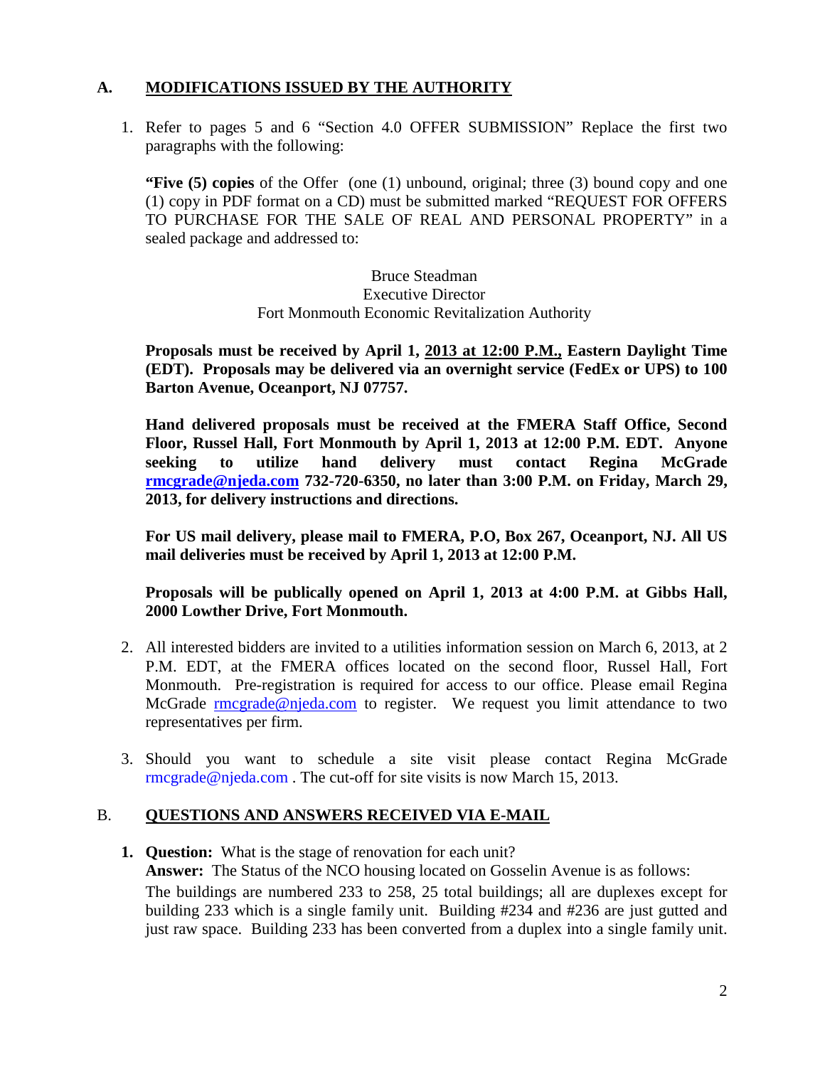## A. MODIFICATIONS ISSUED BY THE AUTHORITY

1. Refer to pages 5 and 6 "Section 4.0 OFFER SUBMISSION" Replace the first two paragraphs with the following:

   **"Five (5) copies** of the Offer (one (1) unbound, original; three (3) bound copy and one (1) copy in PDF format on a CD) must be submitted marked "REQUEST FOR OFFERS TO PURCHASE FOR THE SALE OF REAL AND PERSONAL PROPERTY" in a sealed package and addressed to:

   Bruce Steadman  
   Executive Director  
   Fort Monmouth Economic Revitalization Authority

   **Proposals must be received by April 1, 2013 at 12:00 P.M., Eastern Daylight Time (EDT). Proposals may be delivered via an overnight service (FedEx or UPS) to 100 Barton Avenue, Oceanport, NJ 07757.**

   **Hand delivered proposals must be received at the FMERA Staff Office, Second Floor, Russel Hall, Fort Monmouth by April 1, 2013 at 12:00 P.M. EDT. Anyone seeking to utilize hand delivery must contact Regina McGrade rmcgrade@njeda.com 732-720-6350, no later than 3:00 P.M. on Friday, March 29, 2013, for delivery instructions and directions.**

   **For US mail delivery, please mail to FMERA, P.O, Box 267, Oceanport, NJ. All US mail deliveries must be received by April 1, 2013 at 12:00 P.M.**

   **Proposals will be publically opened on April 1, 2013 at 4:00 P.M. at Gibbs Hall, 2000 Lowther Drive, Fort Monmouth.**

2. All interested bidders are invited to a utilities information session on March 6, 2013, at 2 P.M. EDT, at the FMERA offices located on the second floor, Russel Hall, Fort Monmouth. Pre-registration is required for access to our office. Please email Regina McGrade rmcgrade@njeda.com to register. We request you limit attendance to two representatives per firm.

3. Should you want to schedule a site visit please contact Regina McGrade rmcgrade@njeda.com . The cut-off for site visits is now March 15, 2013.

## B. QUESTIONS AND ANSWERS RECEIVED VIA E-MAIL

1. **Question:** What is the stage of renovation for each unit?  
   **Answer:** The Status of the NCO housing located on Gosselin Avenue is as follows:  
   The buildings are numbered 233 to 258, 25 total buildings; all are duplexes except for building 233 which is a single family unit. Building #234 and #236 are just gutted and just raw space. Building 233 has been converted from a duplex into a single family unit.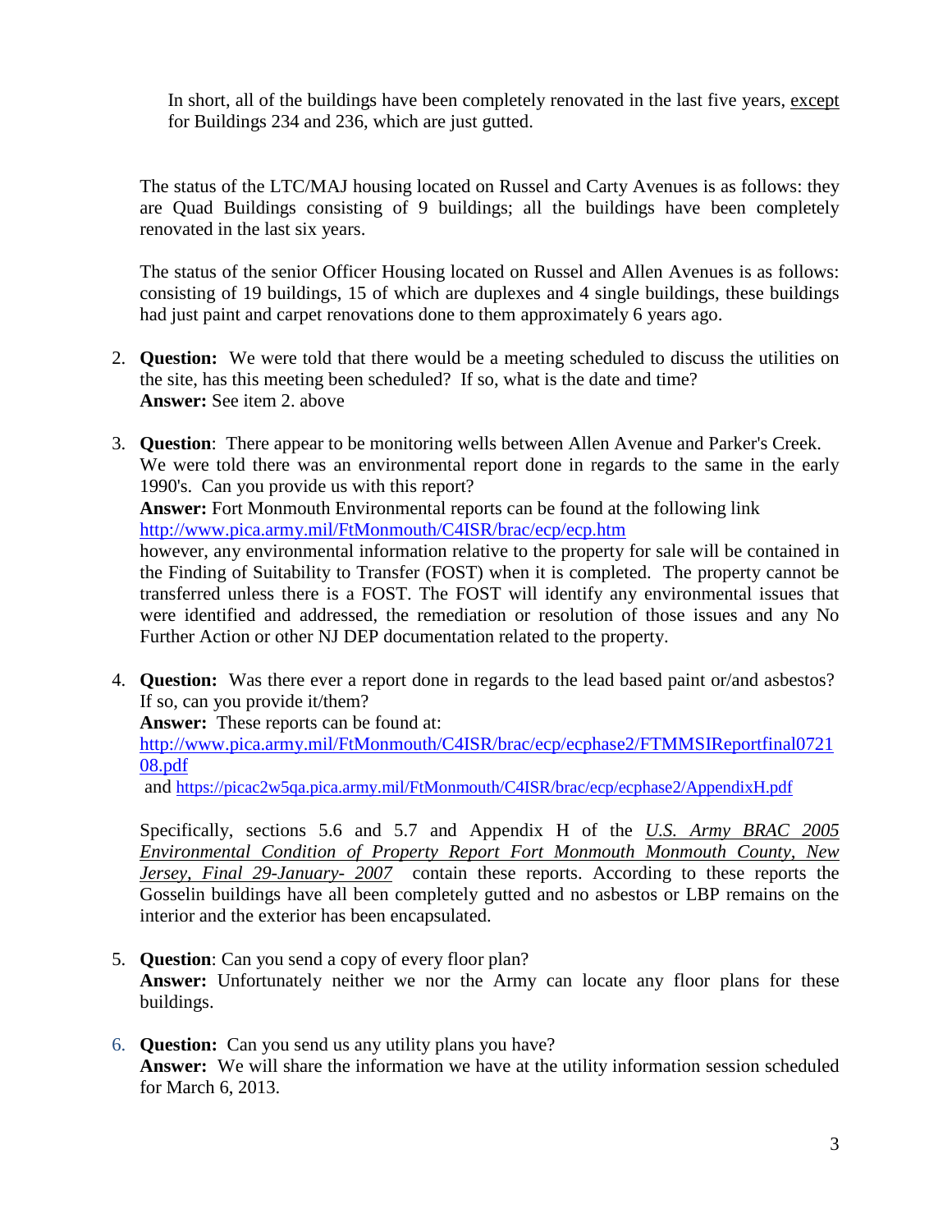In short, all of the buildings have been completely renovated in the last five years, <u>except</u> for Buildings 234 and 236, which are just gutted.

The status of the LTC/MAJ housing located on Russel and Carty Avenues is as follows: they are Quad Buildings consisting of 9 buildings; all the buildings have been completely renovated in the last six years.

The status of the senior Officer Housing located on Russel and Allen Avenues is as follows: consisting of 19 buildings, 15 of which are duplexes and 4 single buildings, these buildings had just paint and carpet renovations done to them approximately 6 years ago.

2. **Question:** We were told that there would be a meeting scheduled to discuss the utilities on the site, has this meeting been scheduled? If so, what is the date and time?
   **Answer:** See item 2. above

3. **Question**: There appear to be monitoring wells between Allen Avenue and Parker's Creek. We were told there was an environmental report done in regards to the same in the early 1990's. Can you provide us with this report?
   **Answer:** Fort Monmouth Environmental reports can be found at the following link http://www.pica.army.mil/FtMonmouth/C4ISR/brac/ecp/ecp.htm
   however, any environmental information relative to the property for sale will be contained in the Finding of Suitability to Transfer (FOST) when it is completed. The property cannot be transferred unless there is a FOST. The FOST will identify any environmental issues that were identified and addressed, the remediation or resolution of those issues and any No Further Action or other NJ DEP documentation related to the property.

4. **Question:** Was there ever a report done in regards to the lead based paint or/and asbestos? If so, can you provide it/them?
   **Answer:** These reports can be found at:
   http://www.pica.army.mil/FtMonmouth/C4ISR/brac/ecp/ecphase2/FTMMSIReportfinal072108.pdf
   and https://picac2w5qa.pica.army.mil/FtMonmouth/C4ISR/brac/ecp/ecphase2/AppendixH.pdf

   Specifically, sections 5.6 and 5.7 and Appendix H of the <u>*U.S. Army BRAC 2005 Environmental Condition of Property Report Fort Monmouth Monmouth County, New Jersey, Final 29-January- 2007*</u> contain these reports. According to these reports the Gosselin buildings have all been completely gutted and no asbestos or LBP remains on the interior and the exterior has been encapsulated.

5. **Question**: Can you send a copy of every floor plan?
   **Answer:** Unfortunately neither we nor the Army can locate any floor plans for these buildings.

6. **Question:** Can you send us any utility plans you have?
   **Answer:** We will share the information we have at the utility information session scheduled for March 6, 2013.